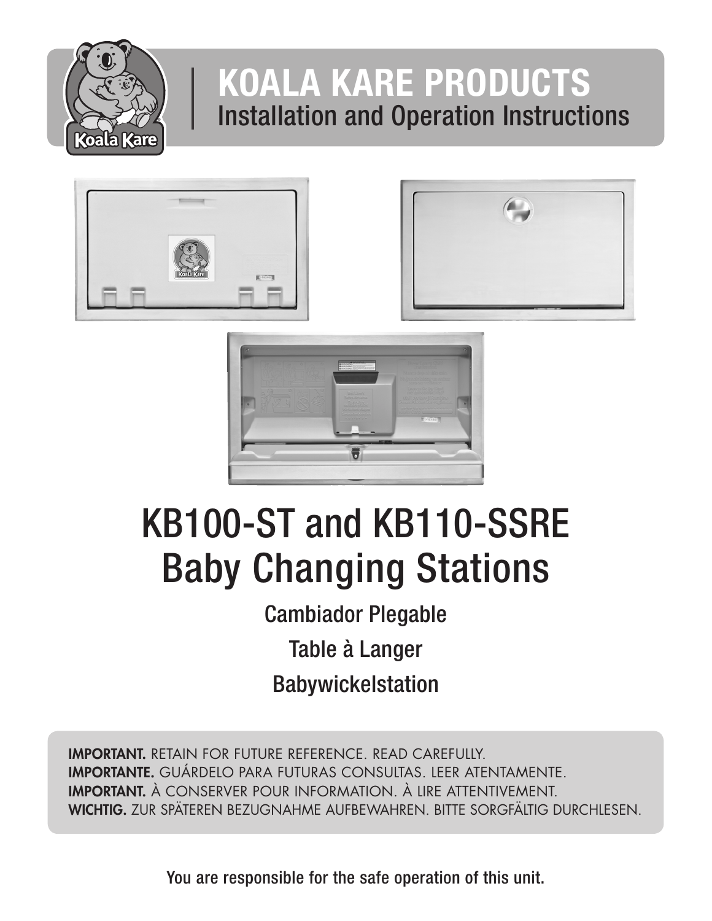# KOALA KARE PRODUCTS

## Installation and Operation Instructions

# KB100-ST and KB110-SSRE Baby Changing Stations

Cambiador Plegable

Table à Langer

Babywickelstation

**IMPORTANT.** RETAIN FOR FUTURE REFERENCE. READ CAREFULLY.
**IMPORTANTE.** GUÁRDELO PARA FUTURAS CONSULTAS. LEER ATENTAMENTE.
**IMPORTANT.** À CONSERVER POUR INFORMATION. À LIRE ATTENTIVEMENT.
**WICHTIG.** ZUR SPÄTEREN BEZUGNAHME AUFBEWAHREN. BITTE SORGFÄLTIG DURCHLESEN.

You are responsible for the safe operation of this unit.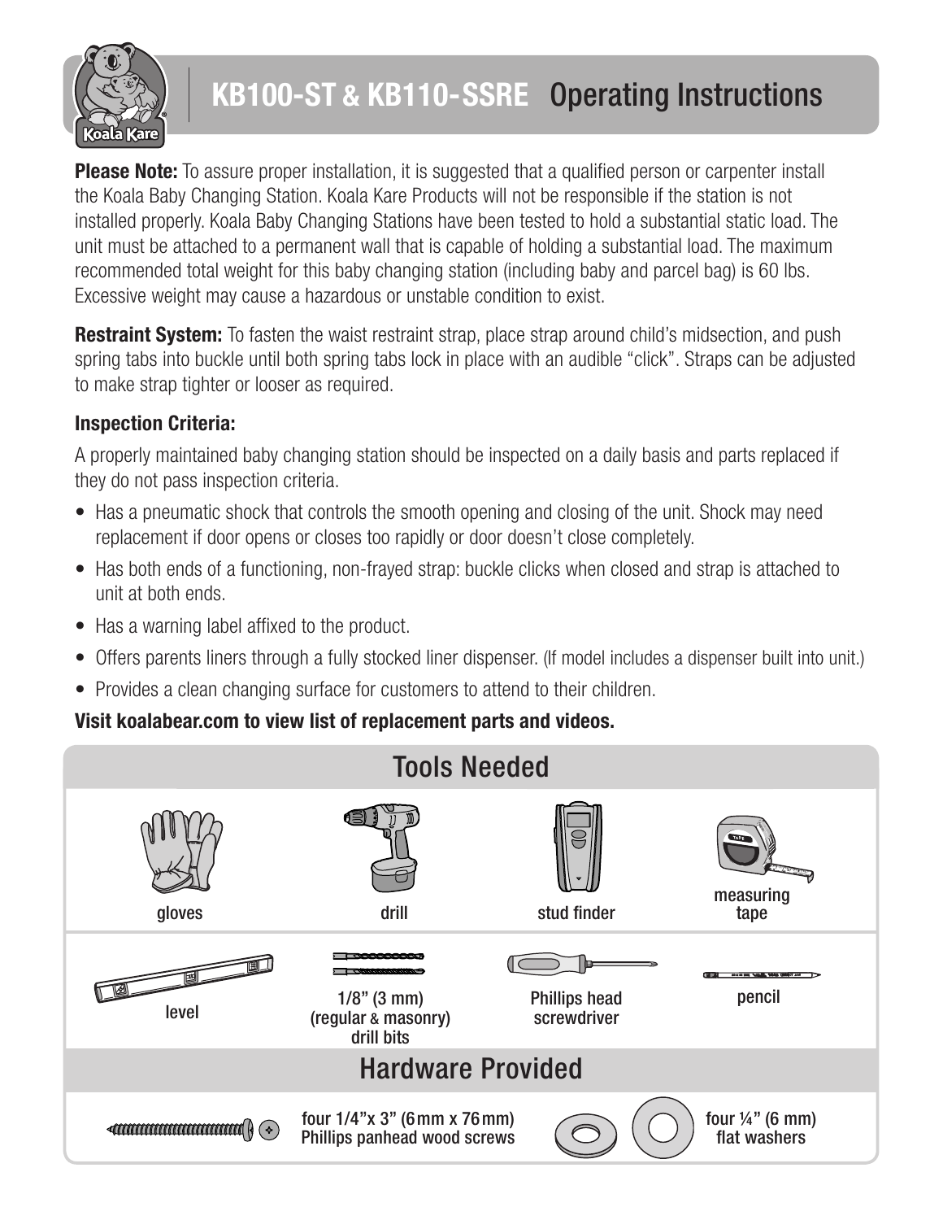# KB100-ST & KB110-SSRE Operating Instructions

**Please Note:** To assure proper installation, it is suggested that a qualified person or carpenter install the Koala Baby Changing Station. Koala Kare Products will not be responsible if the station is not installed properly. Koala Baby Changing Stations have been tested to hold a substantial static load. The unit must be attached to a permanent wall that is capable of holding a substantial load. The maximum recommended total weight for this baby changing station (including baby and parcel bag) is 60 lbs. Excessive weight may cause a hazardous or unstable condition to exist.

**Restraint System:** To fasten the waist restraint strap, place strap around child's midsection, and push spring tabs into buckle until both spring tabs lock in place with an audible "click". Straps can be adjusted to make strap tighter or looser as required.

### Inspection Criteria:

A properly maintained baby changing station should be inspected on a daily basis and parts replaced if they do not pass inspection criteria.

- Has a pneumatic shock that controls the smooth opening and closing of the unit. Shock may need replacement if door opens or closes too rapidly or door doesn't close completely.
- Has both ends of a functioning, non-frayed strap: buckle clicks when closed and strap is attached to unit at both ends.
- Has a warning label affixed to the product.
- Offers parents liners through a fully stocked liner dispenser. (If model includes a dispenser built into unit.)
- Provides a clean changing surface for customers to attend to their children.

**Visit koalabear.com to view list of replacement parts and videos.**

## Tools Needed

- gloves
- drill
- stud finder
- measuring tape
- level
- 1/8" (3 mm) (regular & masonry) drill bits
- Phillips head screwdriver
- pencil

## Hardware Provided

- four 1/4"x 3" (6 mm x 76 mm) Phillips panhead wood screws
- four ¼" (6 mm) flat washers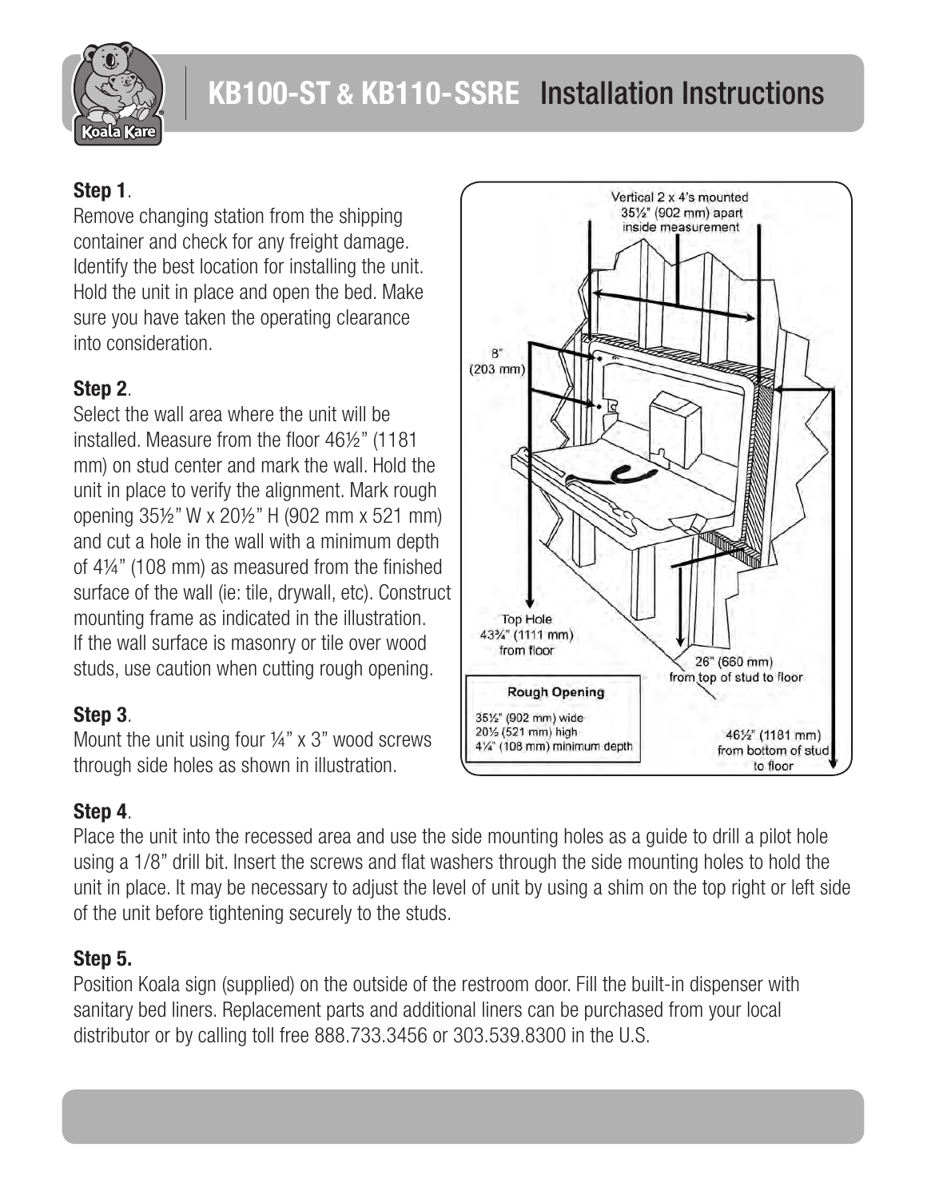# KB100-ST & KB110-SSRE Installation Instructions

**Step 1**.
Remove changing station from the shipping container and check for any freight damage. Identify the best location for installing the unit. Hold the unit in place and open the bed. Make sure you have taken the operating clearance into consideration.

**Step 2**.
Select the wall area where the unit will be installed. Measure from the floor 46½" (1181 mm) on stud center and mark the wall. Hold the unit in place to verify the alignment. Mark rough opening 35½" W x 20½" H (902 mm x 521 mm) and cut a hole in the wall with a minimum depth of 4¼" (108 mm) as measured from the finished surface of the wall (ie: tile, drywall, etc). Construct mounting frame as indicated in the illustration. If the wall surface is masonry or tile over wood studs, use caution when cutting rough opening.

**Step 3**.
Mount the unit using four ¼" x 3" wood screws through side holes as shown in illustration.

Vertical 2 x 4's mounted 35½" (902 mm) apart inside measurement

8" (203 mm)

Top Hole 43¾" (1111 mm) from floor

26" (660 mm) from top of stud to floor

46½" (1181 mm) from bottom of stud to floor

**Rough Opening**
35½" (902 mm) wide
20½ (521 mm) high
4¼" (108 mm) minimum depth

**Step 4**.
Place the unit into the recessed area and use the side mounting holes as a guide to drill a pilot hole using a 1/8" drill bit. Insert the screws and flat washers through the side mounting holes to hold the unit in place. It may be necessary to adjust the level of unit by using a shim on the top right or left side of the unit before tightening securely to the studs.

**Step 5.**
Position Koala sign (supplied) on the outside of the restroom door. Fill the built-in dispenser with sanitary bed liners. Replacement parts and additional liners can be purchased from your local distributor or by calling toll free 888.733.3456 or 303.539.8300 in the U.S.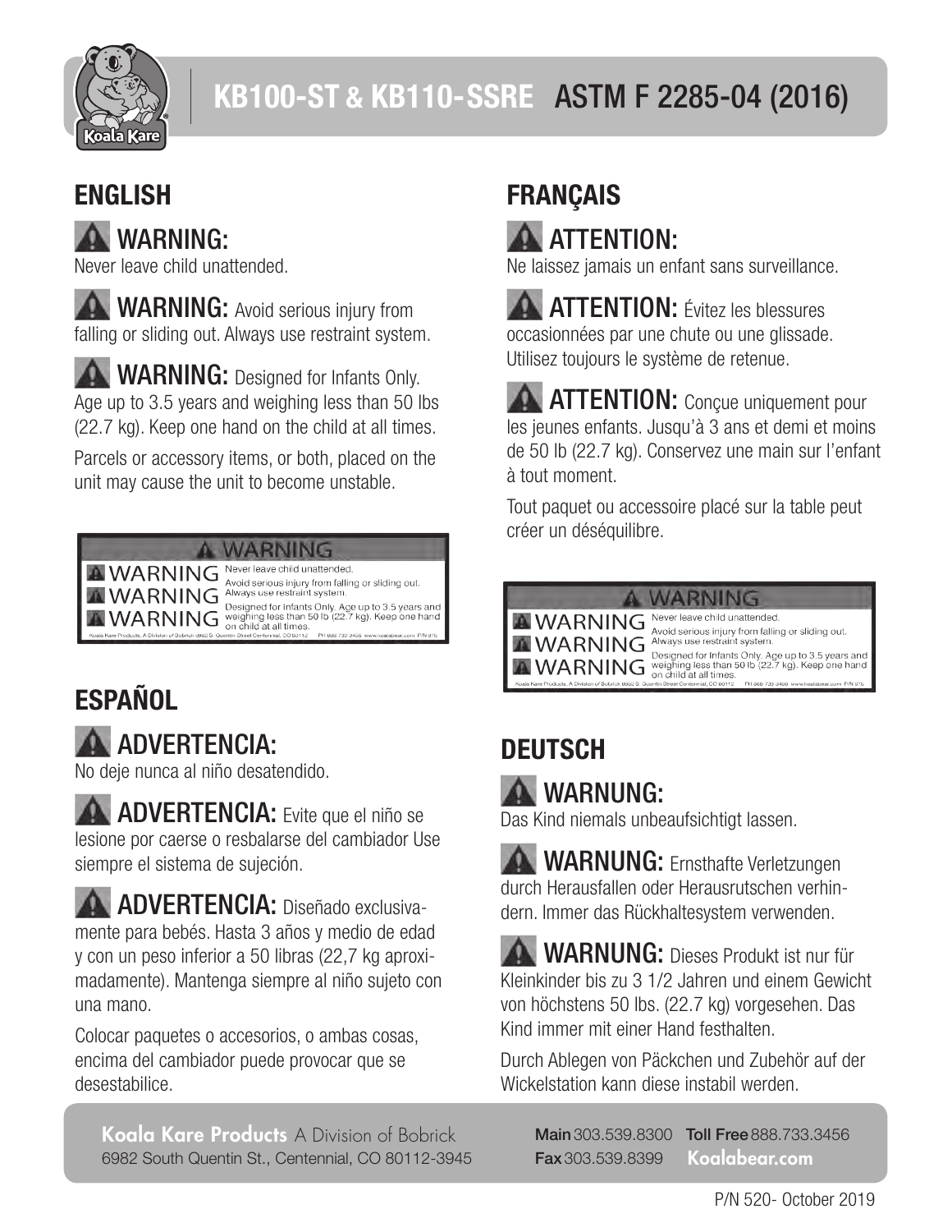# KB100-ST & KB110-SSRE ASTM F 2285-04 (2016)

## ENGLISH

### WARNING:
Never leave child unattended.

**WARNING:** Avoid serious injury from falling or sliding out. Always use restraint system.

**WARNING:** Designed for Infants Only. Age up to 3.5 years and weighing less than 50 lbs (22.7 kg). Keep one hand on the child at all times.

Parcels or accessory items, or both, placed on the unit may cause the unit to become unstable.

WARNING

WARNING Never leave child unattended.

WARNING Avoid serious injury from falling or sliding out. Always use restraint system.

WARNING Designed for Infants Only. Age up to 3.5 years and weighing less than 50 lb (22.7 kg). Keep one hand on child at all times.

Koala Kare Products, A Division of Bobrick 6982 S. Quentin Street Centennial, CO 80112 PH 888 733 3456 www.koalabear.com P/N 976

## ESPAÑOL

### ADVERTENCIA:
No deje nunca al niño desatendido.

**ADVERTENCIA:** Evite que el niño se lesione por caerse o resbalarse del cambiador Use siempre el sistema de sujeción.

**ADVERTENCIA:** Diseñado exclusivamente para bebés. Hasta 3 años y medio de edad y con un peso inferior a 50 libras (22,7 kg aproximadamente). Mantenga siempre al niño sujeto con una mano.

Colocar paquetes o accesorios, o ambas cosas, encima del cambiador puede provocar que se desestabilice.

## FRANÇAIS

### ATTENTION:
Ne laissez jamais un enfant sans surveillance.

**ATTENTION:** Évitez les blessures occasionnées par une chute ou une glissade. Utilisez toujours le système de retenue.

**ATTENTION:** Conçue uniquement pour les jeunes enfants. Jusqu'à 3 ans et demi et moins de 50 lb (22.7 kg). Conservez une main sur l'enfant à tout moment.

Tout paquet ou accessoire placé sur la table peut créer un déséquilibre.

WARNING

WARNING Never leave child unattended.

WARNING Avoid serious injury from falling or sliding out. Always use restraint system.

WARNING Designed for Infants Only. Age up to 3.5 years and weighing less than 50 lb (22.7 kg). Keep one hand on child at all times.

Koala Kare Products, A Division of Bobrick 6982 S. Quentin Street Centennial, CO 80112 PH 888 733 3456 www.koalabear.com P/N 976

## DEUTSCH

### WARNUNG:
Das Kind niemals unbeaufsichtigt lassen.

**WARNUNG:** Ernsthafte Verletzungen durch Herausfallen oder Herausrutschen verhindern. Immer das Rückhaltesystem verwenden.

**WARNUNG:** Dieses Produkt ist nur für Kleinkinder bis zu 3 1/2 Jahren und einem Gewicht von höchstens 50 lbs. (22.7 kg) vorgesehen. Das Kind immer mit einer Hand festhalten.

Durch Ablegen von Päckchen und Zubehör auf der Wickelstation kann diese instabil werden.

**Koala Kare Products** A Division of Bobrick
6982 South Quentin St., Centennial, CO 80112-3945

**Main** 303.539.8300 **Toll Free** 888.733.3456
**Fax** 303.539.8399 **Koalabear.com**

P/N 520- October 2019